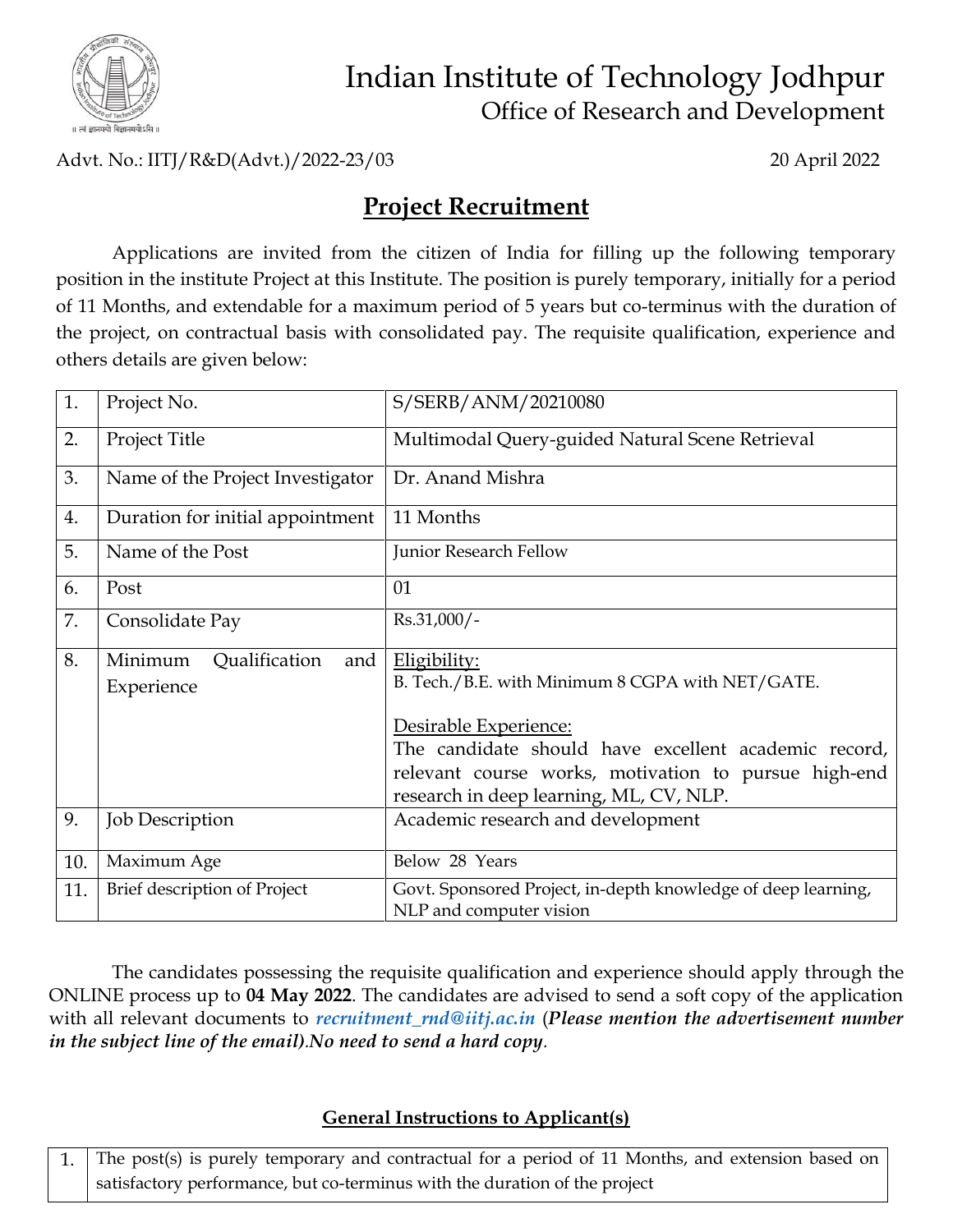# Indian Institute of Technology Jodhpur

## Office of Research and Development

Advt. No.: IITJ/R&D(Advt.)/2022-23/03 20 April 2022

## Project Recruitment

Applications are invited from the citizen of India for filling up the following temporary position in the institute Project at this Institute. The position is purely temporary, initially for a period of 11 Months, and extendable for a maximum period of 5 years but co-terminus with the duration of the project, on contractual basis with consolidated pay. The requisite qualification, experience and others details are given below:

| | | |
|---|---|---|
| 1. | Project No. | S/SERB/ANM/20210080 |
| 2. | Project Title | Multimodal Query-guided Natural Scene Retrieval |
| 3. | Name of the Project Investigator | Dr. Anand Mishra |
| 4. | Duration for initial appointment | 11 Months |
| 5. | Name of the Post | Junior Research Fellow |
| 6. | Post | 01 |
| 7. | Consolidate Pay | Rs.31,000/- |
| 8. | Minimum Qualification and Experience | Eligibility: B. Tech./B.E. with Minimum 8 CGPA with NET/GATE. Desirable Experience: The candidate should have excellent academic record, relevant course works, motivation to pursue high-end research in deep learning, ML, CV, NLP. |
| 9. | Job Description | Academic research and development |
| 10. | Maximum Age | Below 28 Years |
| 11. | Brief description of Project | Govt. Sponsored Project, in-depth knowledge of deep learning, NLP and computer vision |

The candidates possessing the requisite qualification and experience should apply through the ONLINE process up to **04 May 2022**. The candidates are advised to send a soft copy of the application with all relevant documents to *recruitment_rnd@iitj.ac.in* (***Please mention the advertisement number in the subject line of the email).No need to send a hard copy***.

### General Instructions to Applicant(s)

| | |
|---|---|
| 1. | The post(s) is purely temporary and contractual for a period of 11 Months, and extension based on satisfactory performance, but co-terminus with the duration of the project |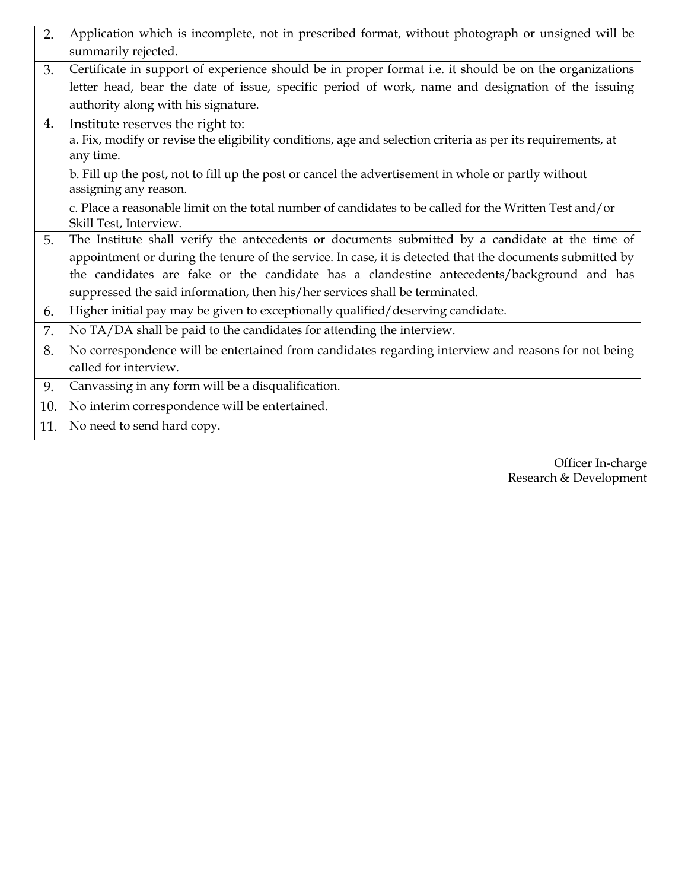| | |
|---|---|
| 2. | Application which is incomplete, not in prescribed format, without photograph or unsigned will be summarily rejected. |
| 3. | Certificate in support of experience should be in proper format i.e. it should be on the organizations letter head, bear the date of issue, specific period of work, name and designation of the issuing authority along with his signature. |
| 4. | Institute reserves the right to:<br>a. Fix, modify or revise the eligibility conditions, age and selection criteria as per its requirements, at any time.<br>b. Fill up the post, not to fill up the post or cancel the advertisement in whole or partly without assigning any reason.<br>c. Place a reasonable limit on the total number of candidates to be called for the Written Test and/or Skill Test, Interview. |
| 5. | The Institute shall verify the antecedents or documents submitted by a candidate at the time of appointment or during the tenure of the service. In case, it is detected that the documents submitted by the candidates are fake or the candidate has a clandestine antecedents/background and has suppressed the said information, then his/her services shall be terminated. |
| 6. | Higher initial pay may be given to exceptionally qualified/deserving candidate. |
| 7. | No TA/DA shall be paid to the candidates for attending the interview. |
| 8. | No correspondence will be entertained from candidates regarding interview and reasons for not being called for interview. |
| 9. | Canvassing in any form will be a disqualification. |
| 10. | No interim correspondence will be entertained. |
| 11. | No need to send hard copy. |

Officer In-charge
Research & Development